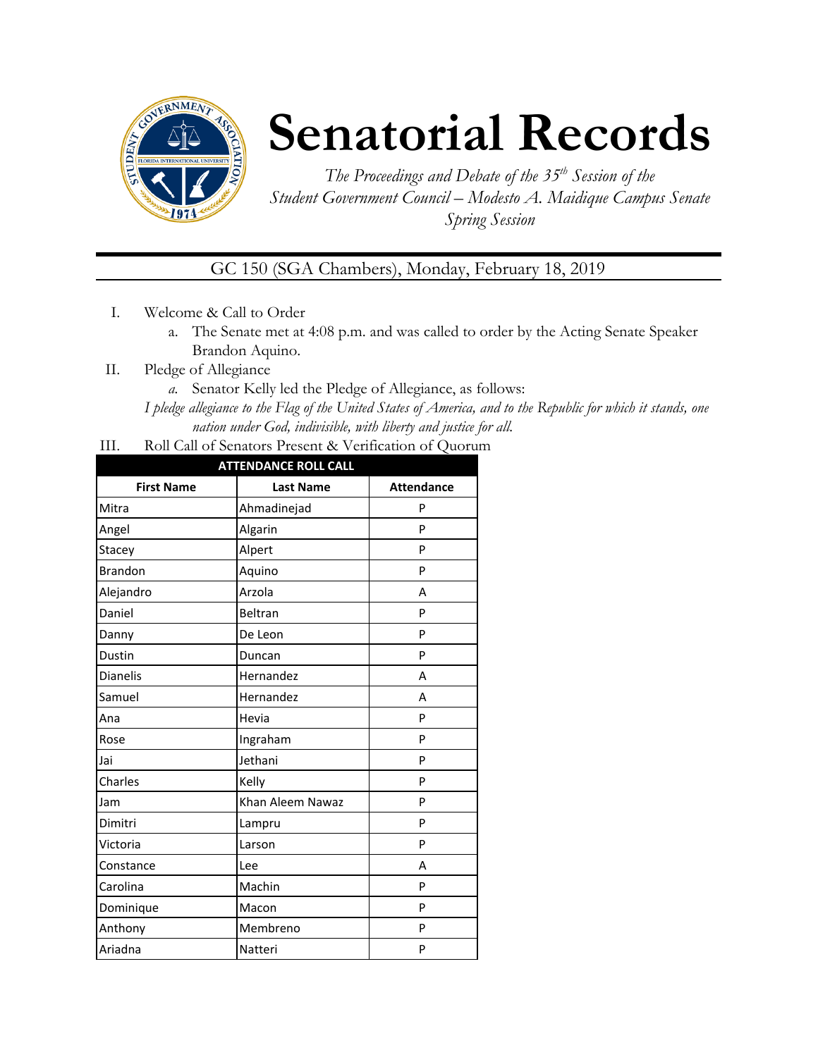# Senatorial Records

*The Proceedings and Debate of the 35th Session of the Student Government Council – Modesto A. Maidique Campus Senate Spring Session*

GC 150 (SGA Chambers), Monday, February 18, 2019

I. Welcome & Call to Order
   a. The Senate met at 4:08 p.m. and was called to order by the Acting Senate Speaker Brandon Aquino.

II. Pledge of Allegiance
   a. Senator Kelly led the Pledge of Allegiance, as follows:

*I pledge allegiance to the Flag of the United States of America, and to the Republic for which it stands, one nation under God, indivisible, with liberty and justice for all.*

III. Roll Call of Senators Present & Verification of Quorum

| ATTENDANCE ROLL CALL | | |
|---|---|---|
| **First Name** | **Last Name** | **Attendance** |
| Mitra | Ahmadinejad | P |
| Angel | Algarin | P |
| Stacey | Alpert | P |
| Brandon | Aquino | P |
| Alejandro | Arzola | A |
| Daniel | Beltran | P |
| Danny | De Leon | P |
| Dustin | Duncan | P |
| Dianelis | Hernandez | A |
| Samuel | Hernandez | A |
| Ana | Hevia | P |
| Rose | Ingraham | P |
| Jai | Jethani | P |
| Charles | Kelly | P |
| Jam | Khan Aleem Nawaz | P |
| Dimitri | Lampru | P |
| Victoria | Larson | P |
| Constance | Lee | A |
| Carolina | Machin | P |
| Dominique | Macon | P |
| Anthony | Membreno | P |
| Ariadna | Natteri | P |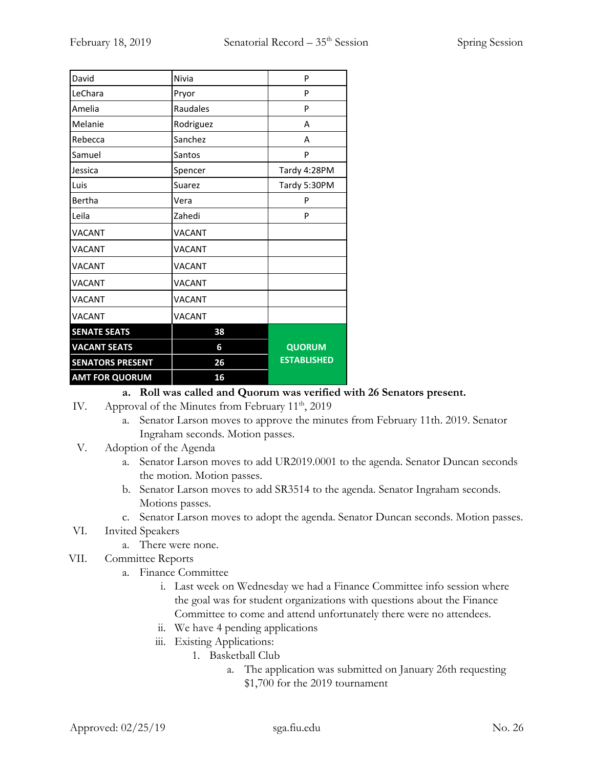| David | Nivia | P |
| --- | --- | --- |
| LeChara | Pryor | P |
| Amelia | Raudales | P |
| Melanie | Rodriguez | A |
| Rebecca | Sanchez | A |
| Samuel | Santos | P |
| Jessica | Spencer | Tardy 4:28PM |
| Luis | Suarez | Tardy 5:30PM |
| Bertha | Vera | P |
| Leila | Zahedi | P |
| VACANT | VACANT | |
| VACANT | VACANT | |
| VACANT | VACANT | |
| VACANT | VACANT | |
| VACANT | VACANT | |
| VACANT | VACANT | |
| **SENATE SEATS** | **38** | **QUORUM ESTABLISHED** |
| **VACANT SEATS** | **6** | |
| **SENATORS PRESENT** | **26** | |
| **AMT FOR QUORUM** | **16** | |

a. **Roll was called and Quorum was verified with 26 Senators present.**

IV. Approval of the Minutes from February 11th, 2019

a. Senator Larson moves to approve the minutes from February 11th. 2019. Senator Ingraham seconds. Motion passes.

V. Adoption of the Agenda

a. Senator Larson moves to add UR2019.0001 to the agenda. Senator Duncan seconds the motion. Motion passes.

b. Senator Larson moves to add SR3514 to the agenda. Senator Ingraham seconds. Motions passes.

c. Senator Larson moves to adopt the agenda. Senator Duncan seconds. Motion passes.

VI. Invited Speakers

a. There were none.

VII. Committee Reports

a. Finance Committee

i. Last week on Wednesday we had a Finance Committee info session where the goal was for student organizations with questions about the Finance Committee to come and attend unfortunately there were no attendees.

ii. We have 4 pending applications

iii. Existing Applications:

1. Basketball Club

a. The application was submitted on January 26th requesting $1,700 for the 2019 tournament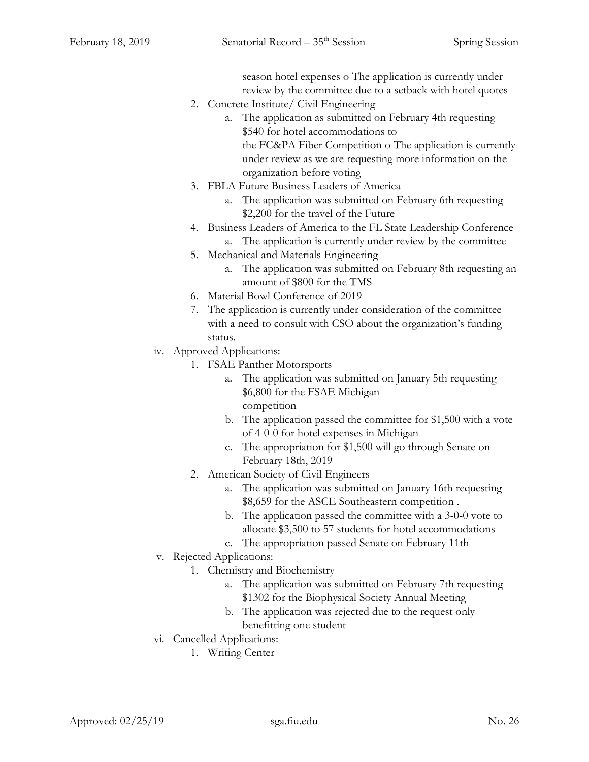season hotel expenses o The application is currently under review by the committee due to a setback with hotel quotes

2. Concrete Institute/ Civil Engineering
   a. The application as submitted on February 4th requesting $540 for hotel accommodations to the FC&PA Fiber Competition o The application is currently under review as we are requesting more information on the organization before voting
3. FBLA Future Business Leaders of America
   a. The application was submitted on February 6th requesting $2,200 for the travel of the Future
4. Business Leaders of America to the FL State Leadership Conference
   a. The application is currently under review by the committee
5. Mechanical and Materials Engineering
   a. The application was submitted on February 8th requesting an amount of $800 for the TMS
6. Material Bowl Conference of 2019
7. The application is currently under consideration of the committee with a need to consult with CSO about the organization's funding status.

iv. Approved Applications:

1. FSAE Panther Motorsports
   a. The application was submitted on January 5th requesting $6,800 for the FSAE Michigan competition
   b. The application passed the committee for $1,500 with a vote of 4-0-0 for hotel expenses in Michigan
   c. The appropriation for $1,500 will go through Senate on February 18th, 2019
2. American Society of Civil Engineers
   a. The application was submitted on January 16th requesting $8,659 for the ASCE Southeastern competition .
   b. The application passed the committee with a 3-0-0 vote to allocate $3,500 to 57 students for hotel accommodations
   c. The appropriation passed Senate on February 11th

v. Rejected Applications:

1. Chemistry and Biochemistry
   a. The application was submitted on February 7th requesting $1302 for the Biophysical Society Annual Meeting
   b. The application was rejected due to the request only benefitting one student

vi. Cancelled Applications:

1. Writing Center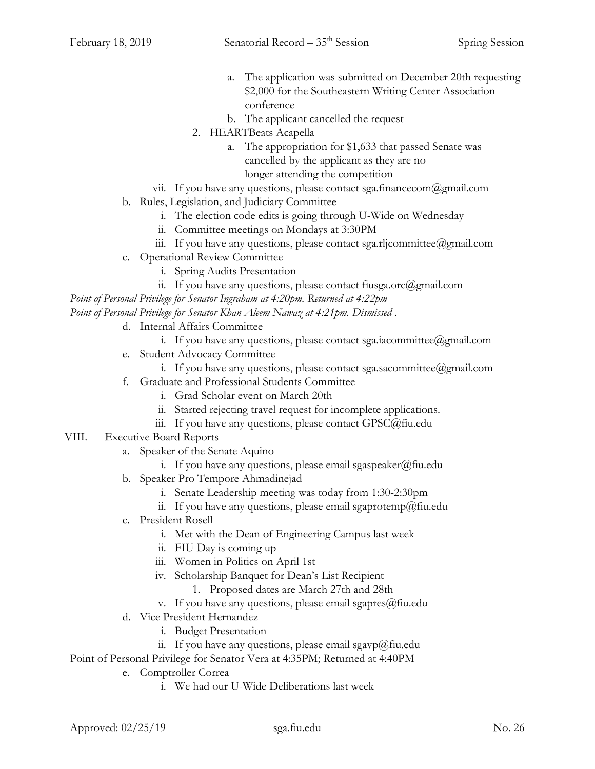a. The application was submitted on December 20th requesting $2,000 for the Southeastern Writing Center Association conference
b. The applicant cancelled the request

2. HEARTBeats Acapella
    a. The appropriation for $1,633 that passed Senate was cancelled by the applicant as they are no longer attending the competition

vii. If you have any questions, please contact sga.financecom@gmail.com

b. Rules, Legislation, and Judiciary Committee
    i. The election code edits is going through U-Wide on Wednesday
    ii. Committee meetings on Mondays at 3:30PM
    iii. If you have any questions, please contact sga.rljcommittee@gmail.com

c. Operational Review Committee
    i. Spring Audits Presentation
    ii. If you have any questions, please contact fiusga.orc@gmail.com

*Point of Personal Privilege for Senator Ingraham at 4:20pm. Returned at 4:22pm*

*Point of Personal Privilege for Senator Khan Aleem Nawaz at 4:21pm. Dismissed .*

d. Internal Affairs Committee
    i. If you have any questions, please contact sga.iacommittee@gmail.com

e. Student Advocacy Committee
    i. If you have any questions, please contact sga.sacommittee@gmail.com

f. Graduate and Professional Students Committee
    i. Grad Scholar event on March 20th
    ii. Started rejecting travel request for incomplete applications.
    iii. If you have any questions, please contact GPSC@fiu.edu

VIII. Executive Board Reports

a. Speaker of the Senate Aquino
    i. If you have any questions, please email sgaspeaker@fiu.edu

b. Speaker Pro Tempore Ahmadinejad
    i. Senate Leadership meeting was today from 1:30-2:30pm
    ii. If you have any questions, please email sgaprotemp@fiu.edu

c. President Rosell
    i. Met with the Dean of Engineering Campus last week
    ii. FIU Day is coming up
    iii. Women in Politics on April 1st
    iv. Scholarship Banquet for Dean's List Recipient
        1. Proposed dates are March 27th and 28th
    v. If you have any questions, please email sgapres@fiu.edu

d. Vice President Hernandez
    i. Budget Presentation
    ii. If you have any questions, please email sgavp@fiu.edu

Point of Personal Privilege for Senator Vera at 4:35PM; Returned at 4:40PM

e. Comptroller Correa
    i. We had our U-Wide Deliberations last week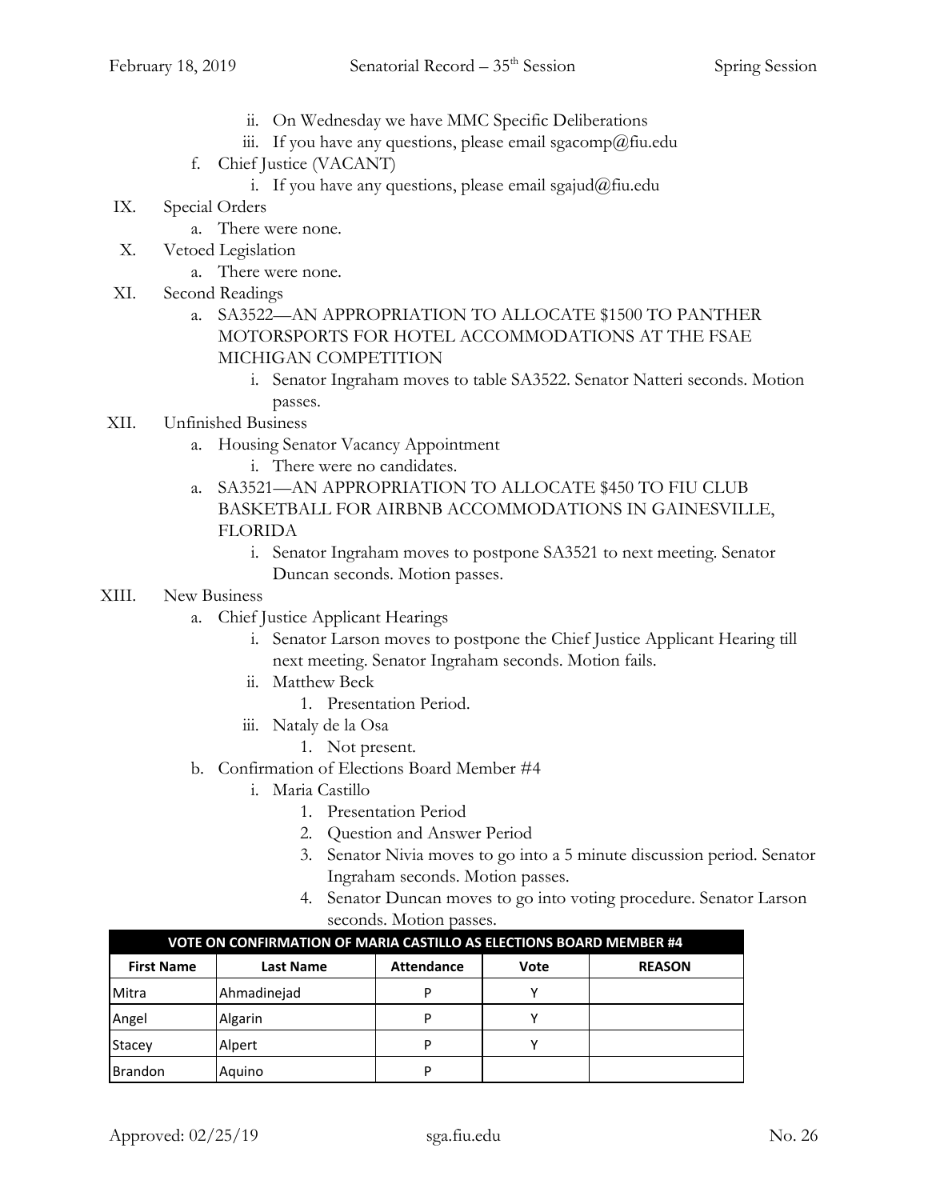- ii. On Wednesday we have MMC Specific Deliberations
   - iii. If you have any questions, please email sgacomp@fiu.edu
 - f. Chief Justice (VACANT)
   - i. If you have any questions, please email sgajud@fiu.edu

IX. Special Orders
 - a. There were none.

X. Vetoed Legislation
 - a. There were none.

XI. Second Readings
 - a. SA3522—AN APPROPRIATION TO ALLOCATE $1500 TO PANTHER MOTORSPORTS FOR HOTEL ACCOMMODATIONS AT THE FSAE MICHIGAN COMPETITION
   - i. Senator Ingraham moves to table SA3522. Senator Natteri seconds. Motion passes.

XII. Unfinished Business
 - a. Housing Senator Vacancy Appointment
   - i. There were no candidates.
 - a. SA3521—AN APPROPRIATION TO ALLOCATE $450 TO FIU CLUB BASKETBALL FOR AIRBNB ACCOMMODATIONS IN GAINESVILLE, FLORIDA
   - i. Senator Ingraham moves to postpone SA3521 to next meeting. Senator Duncan seconds. Motion passes.

XIII. New Business
 - a. Chief Justice Applicant Hearings
   - i. Senator Larson moves to postpone the Chief Justice Applicant Hearing till next meeting. Senator Ingraham seconds. Motion fails.
   - ii. Matthew Beck
     1. Presentation Period.
   - iii. Nataly de la Osa
     1. Not present.
 - b. Confirmation of Elections Board Member #4
   - i. Maria Castillo
     1. Presentation Period
     2. Question and Answer Period
     3. Senator Nivia moves to go into a 5 minute discussion period. Senator Ingraham seconds. Motion passes.
     4. Senator Duncan moves to go into voting procedure. Senator Larson seconds. Motion passes.

| VOTE ON CONFIRMATION OF MARIA CASTILLO AS ELECTIONS BOARD MEMBER #4 | | | | |
|---|---|---|---|---|
| **First Name** | **Last Name** | **Attendance** | **Vote** | **REASON** |
| Mitra | Ahmadinejad | P | Y | |
| Angel | Algarin | P | Y | |
| Stacey | Alpert | P | Y | |
| Brandon | Aquino | P | | |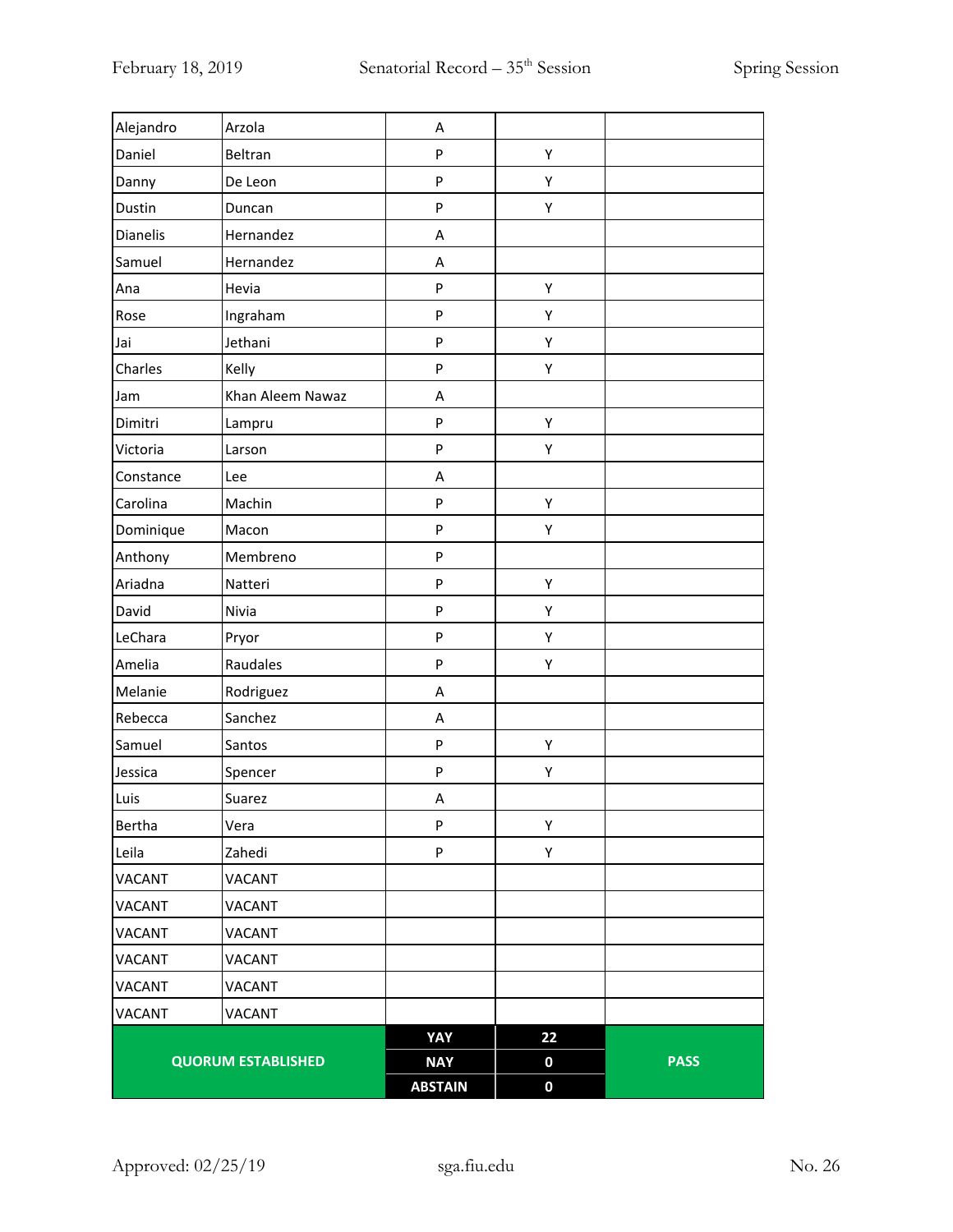| | | | | |
|---|---|---|---|---|
| Alejandro | Arzola | A | | |
| Daniel | Beltran | P | Y | |
| Danny | De Leon | P | Y | |
| Dustin | Duncan | P | Y | |
| Dianelis | Hernandez | A | | |
| Samuel | Hernandez | A | | |
| Ana | Hevia | P | Y | |
| Rose | Ingraham | P | Y | |
| Jai | Jethani | P | Y | |
| Charles | Kelly | P | Y | |
| Jam | Khan Aleem Nawaz | A | | |
| Dimitri | Lampru | P | Y | |
| Victoria | Larson | P | Y | |
| Constance | Lee | A | | |
| Carolina | Machin | P | Y | |
| Dominique | Macon | P | Y | |
| Anthony | Membreno | P | | |
| Ariadna | Natteri | P | Y | |
| David | Nivia | P | Y | |
| LeChara | Pryor | P | Y | |
| Amelia | Raudales | P | Y | |
| Melanie | Rodriguez | A | | |
| Rebecca | Sanchez | A | | |
| Samuel | Santos | P | Y | |
| Jessica | Spencer | P | Y | |
| Luis | Suarez | A | | |
| Bertha | Vera | P | Y | |
| Leila | Zahedi | P | Y | |
| VACANT | VACANT | | | |
| VACANT | VACANT | | | |
| VACANT | VACANT | | | |
| VACANT | VACANT | | | |
| VACANT | VACANT | | | |
| VACANT | VACANT | | | |
| **QUORUM ESTABLISHED** | | **YAY** | **22** | **PASS** |
| | | **NAY** | **0** | |
| | | **ABSTAIN** | **0** | |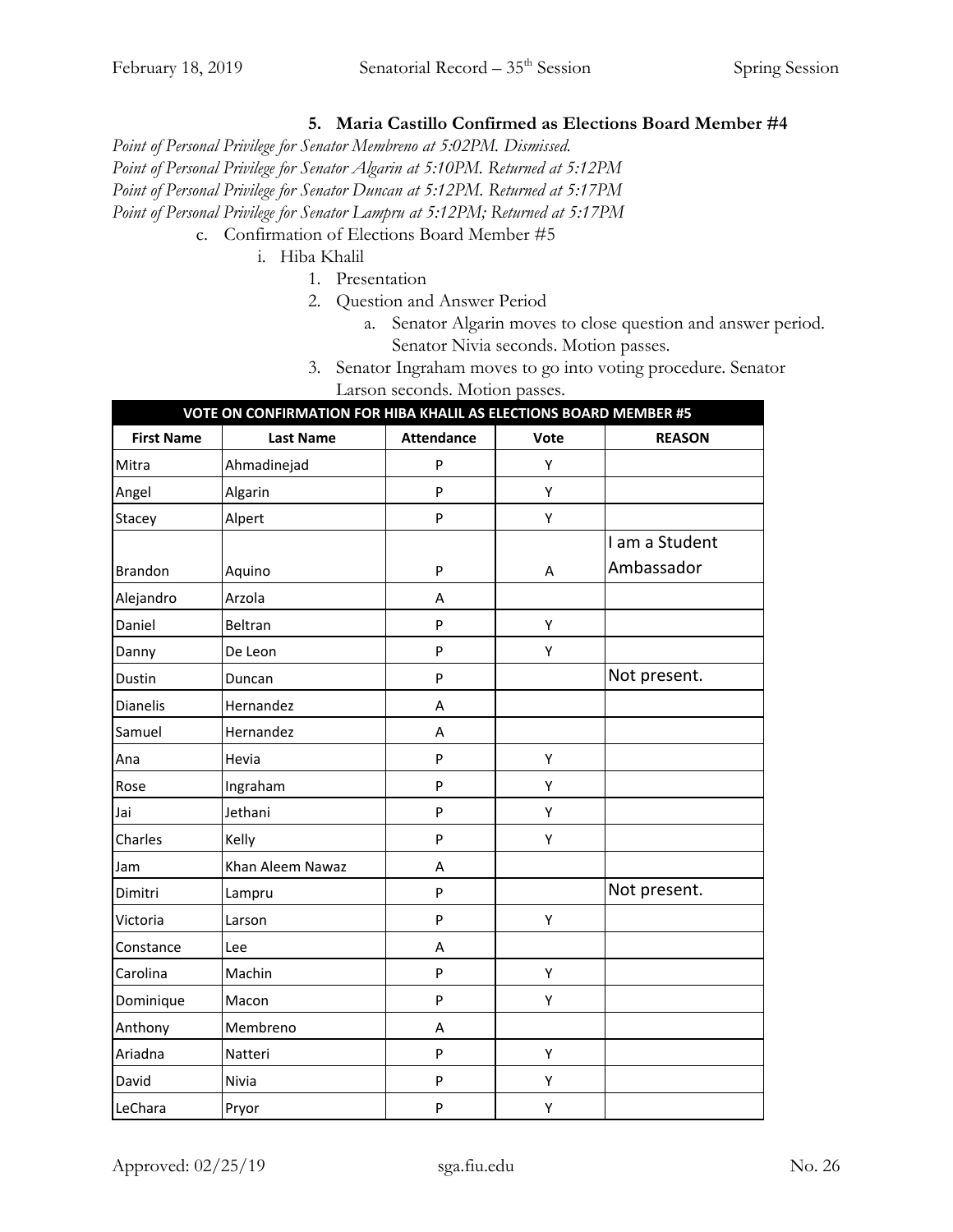**5. Maria Castillo Confirmed as Elections Board Member #4**

*Point of Personal Privilege for Senator Membreno at 5:02PM. Dismissed.*
*Point of Personal Privilege for Senator Algarin at 5:10PM. Returned at 5:12PM*
*Point of Personal Privilege for Senator Duncan at 5:12PM. Returned at 5:17PM*
*Point of Personal Privilege for Senator Lampru at 5:12PM; Returned at 5:17PM*

c. Confirmation of Elections Board Member #5
   i. Hiba Khalil
      1. Presentation
      2. Question and Answer Period
         a. Senator Algarin moves to close question and answer period. Senator Nivia seconds. Motion passes.
      3. Senator Ingraham moves to go into voting procedure. Senator Larson seconds. Motion passes.

| VOTE ON CONFIRMATION FOR HIBA KHALIL AS ELECTIONS BOARD MEMBER #5 | | | | |
|---|---|---|---|---|
| **First Name** | **Last Name** | **Attendance** | **Vote** | **REASON** |
| Mitra | Ahmadinejad | P | Y | |
| Angel | Algarin | P | Y | |
| Stacey | Alpert | P | Y | |
| Brandon | Aquino | P | A | I am a Student Ambassador |
| Alejandro | Arzola | A | | |
| Daniel | Beltran | P | Y | |
| Danny | De Leon | P | Y | |
| Dustin | Duncan | P | | Not present. |
| Dianelis | Hernandez | A | | |
| Samuel | Hernandez | A | | |
| Ana | Hevia | P | Y | |
| Rose | Ingraham | P | Y | |
| Jai | Jethani | P | Y | |
| Charles | Kelly | P | Y | |
| Jam | Khan Aleem Nawaz | A | | |
| Dimitri | Lampru | P | | Not present. |
| Victoria | Larson | P | Y | |
| Constance | Lee | A | | |
| Carolina | Machin | P | Y | |
| Dominique | Macon | P | Y | |
| Anthony | Membreno | A | | |
| Ariadna | Natteri | P | Y | |
| David | Nivia | P | Y | |
| LeChara | Pryor | P | Y | |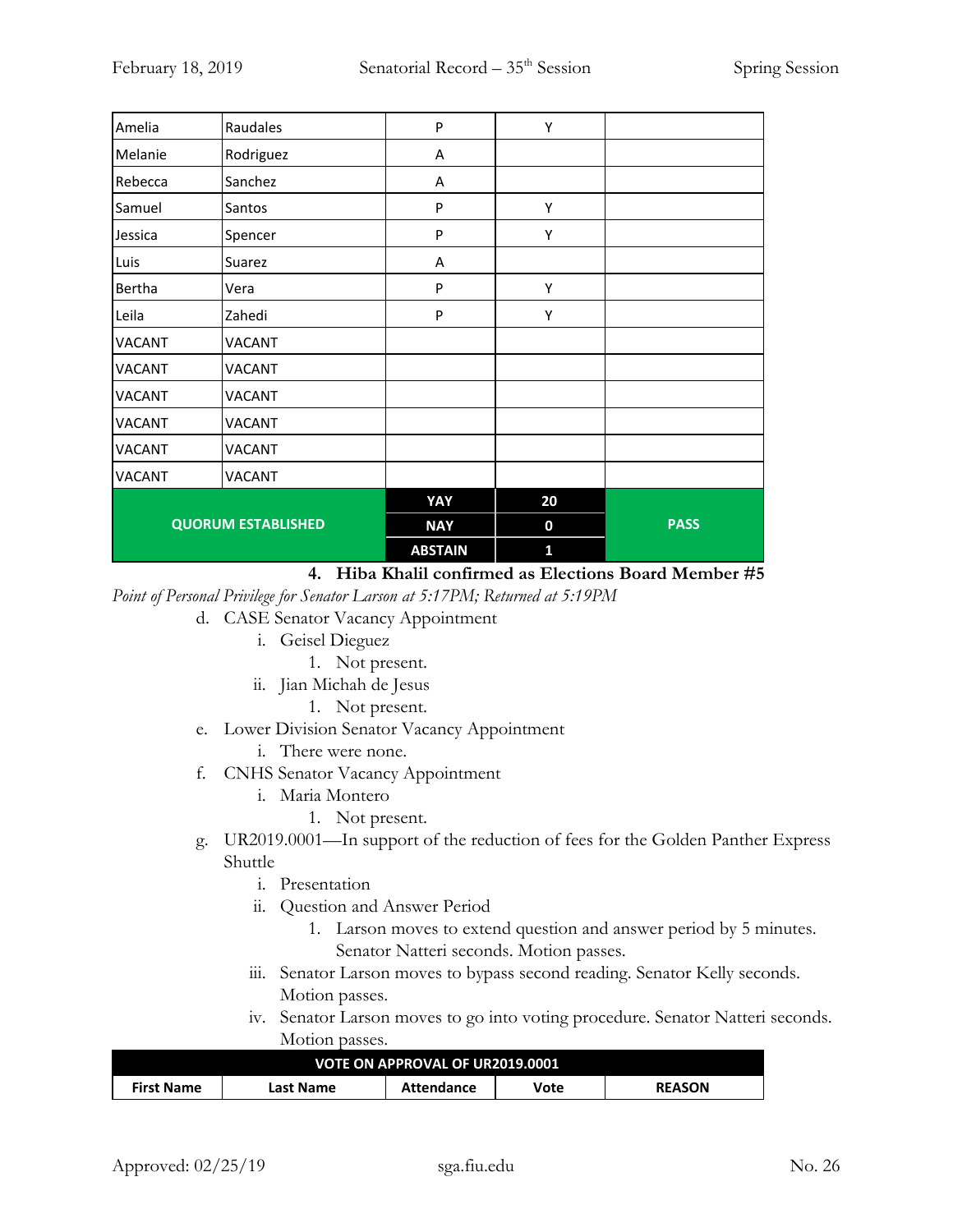| Amelia | Raudales | P | Y | |
|---|---|---|---|---|
| Melanie | Rodriguez | A | | |
| Rebecca | Sanchez | A | | |
| Samuel | Santos | P | Y | |
| Jessica | Spencer | P | Y | |
| Luis | Suarez | A | | |
| Bertha | Vera | P | Y | |
| Leila | Zahedi | P | Y | |
| VACANT | VACANT | | | |
| VACANT | VACANT | | | |
| VACANT | VACANT | | | |
| VACANT | VACANT | | | |
| VACANT | VACANT | | | |
| VACANT | VACANT | | | |
| **QUORUM ESTABLISHED** | | **YAY** | **20** | **PASS** |
| | | **NAY** | **0** | |
| | | **ABSTAIN** | **1** | |

4. **Hiba Khalil confirmed as Elections Board Member #5**

*Point of Personal Privilege for Senator Larson at 5:17PM; Returned at 5:19PM*

d. CASE Senator Vacancy Appointment
   i. Geisel Dieguez
      1. Not present.
   ii. Jian Michah de Jesus
      1. Not present.

e. Lower Division Senator Vacancy Appointment
   i. There were none.

f. CNHS Senator Vacancy Appointment
   i. Maria Montero
      1. Not present.

g. UR2019.0001—In support of the reduction of fees for the Golden Panther Express Shuttle
   i. Presentation
   ii. Question and Answer Period
      1. Larson moves to extend question and answer period by 5 minutes. Senator Natteri seconds. Motion passes.
   iii. Senator Larson moves to bypass second reading. Senator Kelly seconds. Motion passes.
   iv. Senator Larson moves to go into voting procedure. Senator Natteri seconds. Motion passes.

| **VOTE ON APPROVAL OF UR2019.0001** | | | | |
|---|---|---|---|---|
| **First Name** | **Last Name** | **Attendance** | **Vote** | **REASON** |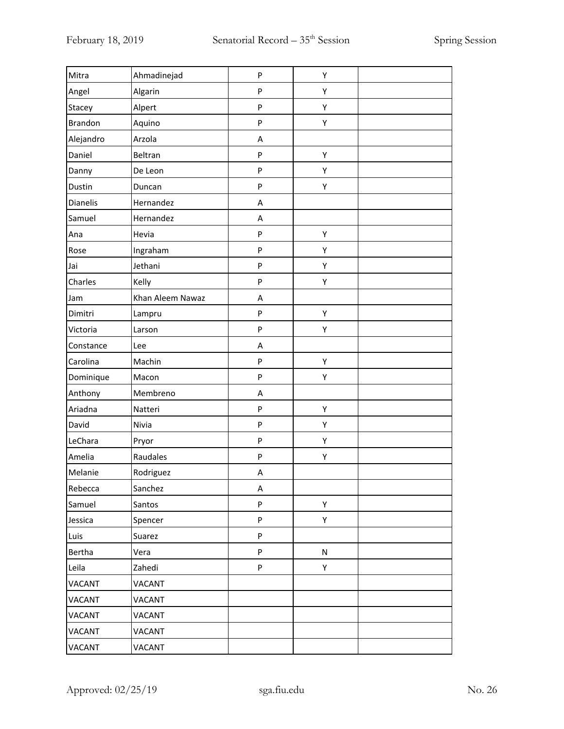| Mitra | Ahmadinejad | P | Y | |
|---|---|---|---|---|
| Angel | Algarin | P | Y | |
| Stacey | Alpert | P | Y | |
| Brandon | Aquino | P | Y | |
| Alejandro | Arzola | A | | |
| Daniel | Beltran | P | Y | |
| Danny | De Leon | P | Y | |
| Dustin | Duncan | P | Y | |
| Dianelis | Hernandez | A | | |
| Samuel | Hernandez | A | | |
| Ana | Hevia | P | Y | |
| Rose | Ingraham | P | Y | |
| Jai | Jethani | P | Y | |
| Charles | Kelly | P | Y | |
| Jam | Khan Aleem Nawaz | A | | |
| Dimitri | Lampru | P | Y | |
| Victoria | Larson | P | Y | |
| Constance | Lee | A | | |
| Carolina | Machin | P | Y | |
| Dominique | Macon | P | Y | |
| Anthony | Membreno | A | | |
| Ariadna | Natteri | P | Y | |
| David | Nivia | P | Y | |
| LeChara | Pryor | P | Y | |
| Amelia | Raudales | P | Y | |
| Melanie | Rodriguez | A | | |
| Rebecca | Sanchez | A | | |
| Samuel | Santos | P | Y | |
| Jessica | Spencer | P | Y | |
| Luis | Suarez | P | | |
| Bertha | Vera | P | N | |
| Leila | Zahedi | P | Y | |
| VACANT | VACANT | | | |
| VACANT | VACANT | | | |
| VACANT | VACANT | | | |
| VACANT | VACANT | | | |
| VACANT | VACANT | | | |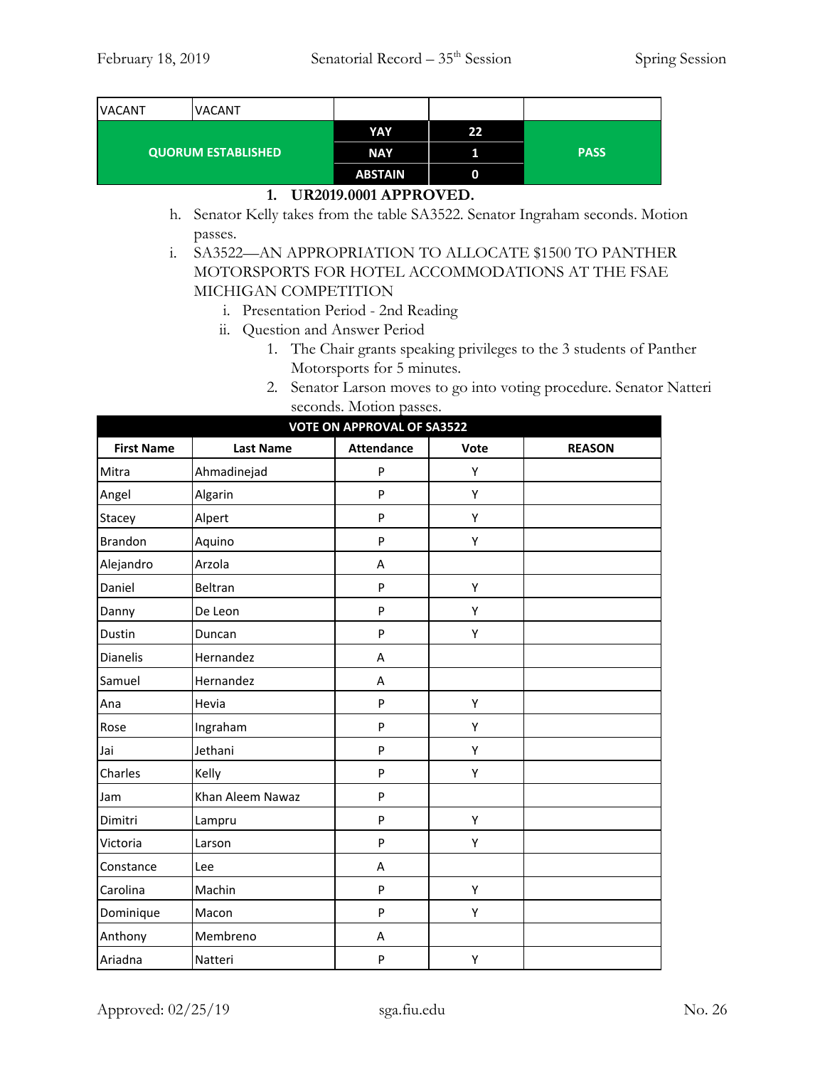| VACANT | VACANT | | | |
|---|---|---|---|---|
| QUORUM ESTABLISHED | | YAY | 22 | PASS |
| | | NAY | 1 | |
| | | ABSTAIN | 0 | |

1. **UR2019.0001 APPROVED.**

h. Senator Kelly takes from the table SA3522. Senator Ingraham seconds. Motion passes.

i. SA3522—AN APPROPRIATION TO ALLOCATE $1500 TO PANTHER MOTORSPORTS FOR HOTEL ACCOMMODATIONS AT THE FSAE MICHIGAN COMPETITION
   i. Presentation Period - 2nd Reading
   ii. Question and Answer Period
      1. The Chair grants speaking privileges to the 3 students of Panther Motorsports for 5 minutes.
      2. Senator Larson moves to go into voting procedure. Senator Natteri seconds. Motion passes.

| VOTE ON APPROVAL OF SA3522 | | | | |
|---|---|---|---|---|
| **First Name** | **Last Name** | **Attendance** | **Vote** | **REASON** |
| Mitra | Ahmadinejad | P | Y | |
| Angel | Algarin | P | Y | |
| Stacey | Alpert | P | Y | |
| Brandon | Aquino | P | Y | |
| Alejandro | Arzola | A | | |
| Daniel | Beltran | P | Y | |
| Danny | De Leon | P | Y | |
| Dustin | Duncan | P | Y | |
| Dianelis | Hernandez | A | | |
| Samuel | Hernandez | A | | |
| Ana | Hevia | P | Y | |
| Rose | Ingraham | P | Y | |
| Jai | Jethani | P | Y | |
| Charles | Kelly | P | Y | |
| Jam | Khan Aleem Nawaz | P | | |
| Dimitri | Lampru | P | Y | |
| Victoria | Larson | P | Y | |
| Constance | Lee | A | | |
| Carolina | Machin | P | Y | |
| Dominique | Macon | P | Y | |
| Anthony | Membreno | A | | |
| Ariadna | Natteri | P | Y | |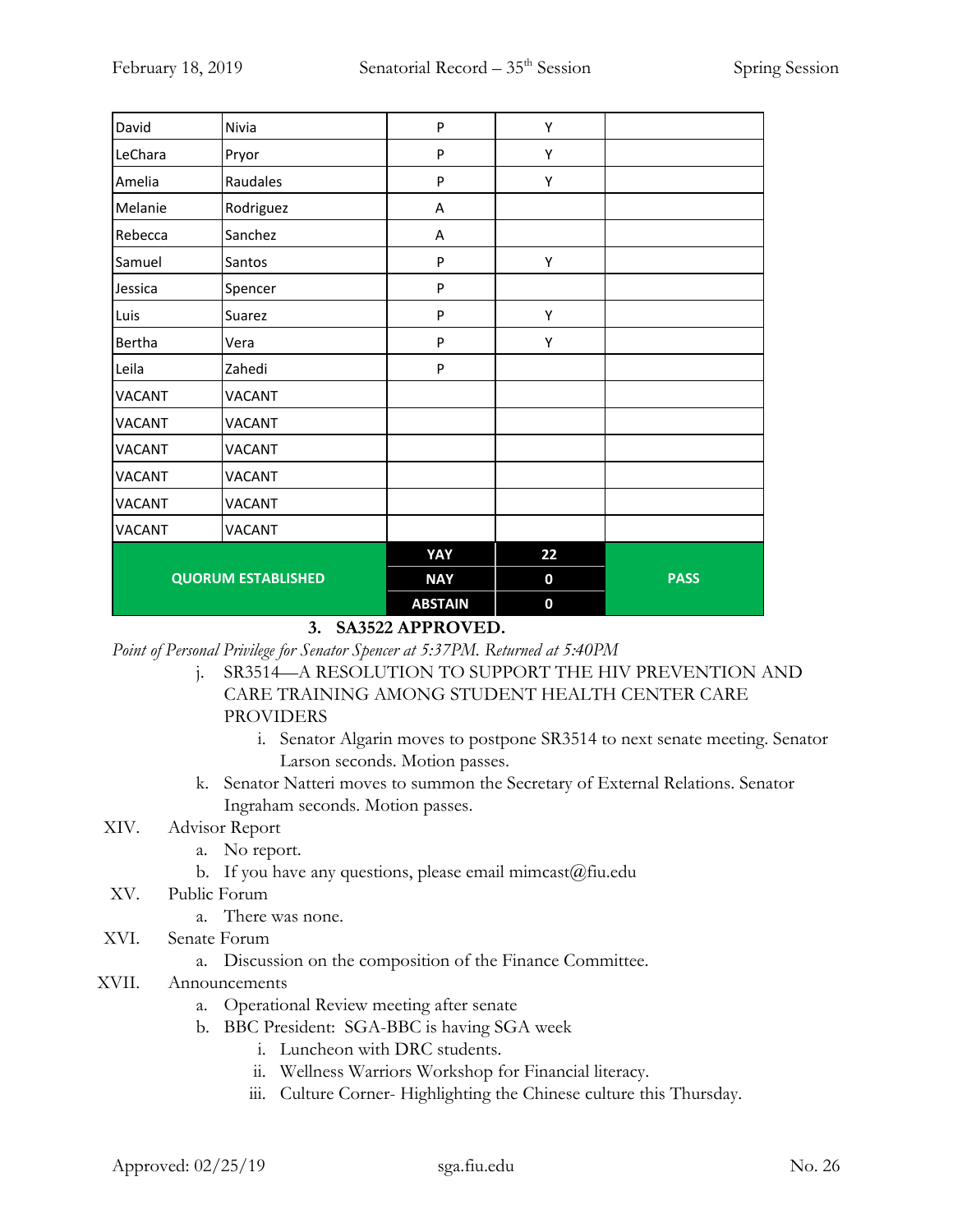| David | Nivia | P | Y | |
|---|---|---|---|---|
| LeChara | Pryor | P | Y | |
| Amelia | Raudales | P | Y | |
| Melanie | Rodriguez | A | | |
| Rebecca | Sanchez | A | | |
| Samuel | Santos | P | Y | |
| Jessica | Spencer | P | | |
| Luis | Suarez | P | Y | |
| Bertha | Vera | P | Y | |
| Leila | Zahedi | P | | |
| VACANT | VACANT | | | |
| VACANT | VACANT | | | |
| VACANT | VACANT | | | |
| VACANT | VACANT | | | |
| VACANT | VACANT | | | |
| VACANT | VACANT | | | |
| QUORUM ESTABLISHED | | YAY | 22 | PASS |
| | | NAY | 0 | |
| | | ABSTAIN | 0 | |

3. **SA3522 APPROVED.**

*Point of Personal Privilege for Senator Spencer at 5:37PM. Returned at 5:40PM*

j. SR3514—A RESOLUTION TO SUPPORT THE HIV PREVENTION AND CARE TRAINING AMONG STUDENT HEALTH CENTER CARE PROVIDERS
   i. Senator Algarin moves to postpone SR3514 to next senate meeting. Senator Larson seconds. Motion passes.

k. Senator Natteri moves to summon the Secretary of External Relations. Senator Ingraham seconds. Motion passes.

XIV. Advisor Report
   a. No report.
   b. If you have any questions, please email mimcast@fiu.edu

XV. Public Forum
   a. There was none.

XVI. Senate Forum
   a. Discussion on the composition of the Finance Committee.

XVII. Announcements
   a. Operational Review meeting after senate
   b. BBC President: SGA-BBC is having SGA week
      i. Luncheon with DRC students.
      ii. Wellness Warriors Workshop for Financial literacy.
      iii. Culture Corner- Highlighting the Chinese culture this Thursday.

Approved: 02/25/19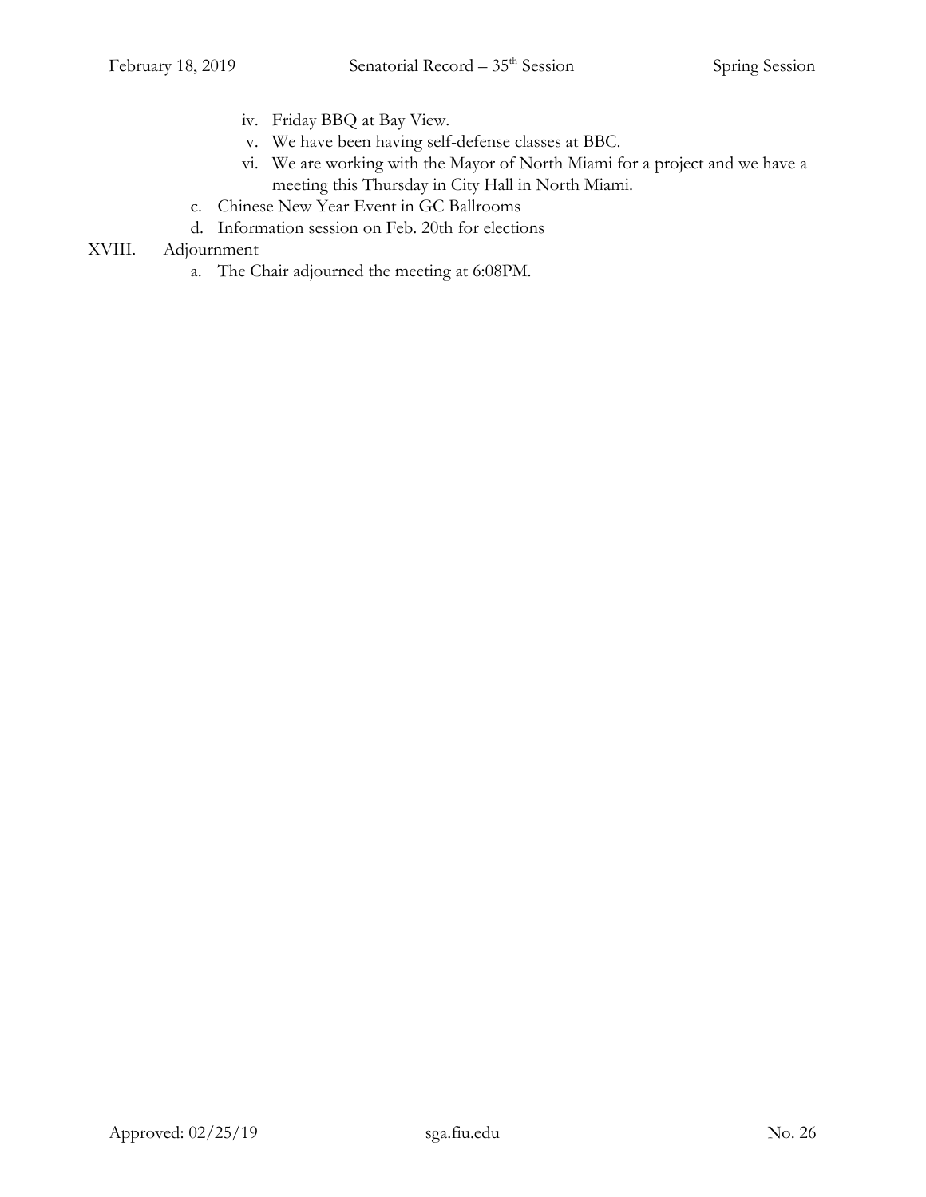iv. Friday BBQ at Bay View.
v. We have been having self-defense classes at BBC.
vi. We are working with the Mayor of North Miami for a project and we have a meeting this Thursday in City Hall in North Miami.

c. Chinese New Year Event in GC Ballrooms
d. Information session on Feb. 20th for elections

XVIII. Adjournment

a. The Chair adjourned the meeting at 6:08PM.

Approved: 02/25/19